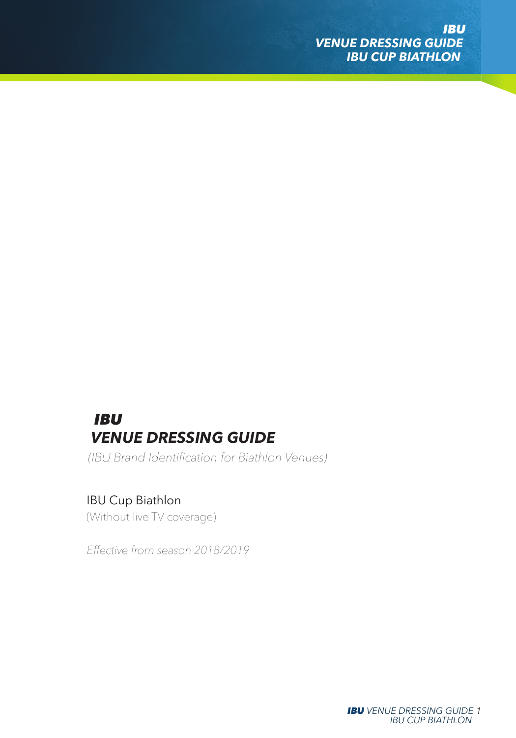# IBU
# VENUE DRESSING GUIDE

*(IBU Brand Identification for Biathlon Venues)*

IBU Cup Biathlon
(Without live TV coverage)

*Effective from season 2018/2019*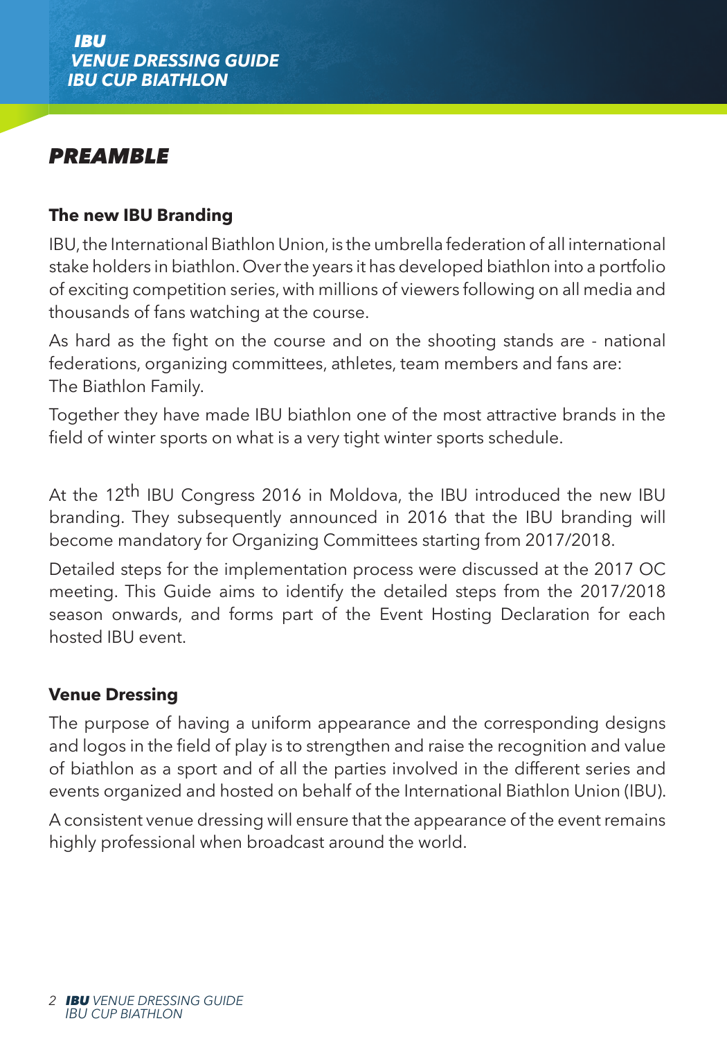# PREAMBLE

## The new IBU Branding

IBU, the International Biathlon Union, is the umbrella federation of all international stake holders in biathlon. Over the years it has developed biathlon into a portfolio of exciting competition series, with millions of viewers following on all media and thousands of fans watching at the course.

As hard as the fight on the course and on the shooting stands are - national federations, organizing committees, athletes, team members and fans are: The Biathlon Family.

Together they have made IBU biathlon one of the most attractive brands in the field of winter sports on what is a very tight winter sports schedule.

At the 12th IBU Congress 2016 in Moldova, the IBU introduced the new IBU branding. They subsequently announced in 2016 that the IBU branding will become mandatory for Organizing Committees starting from 2017/2018.

Detailed steps for the implementation process were discussed at the 2017 OC meeting. This Guide aims to identify the detailed steps from the 2017/2018 season onwards, and forms part of the Event Hosting Declaration for each hosted IBU event.

## Venue Dressing

The purpose of having a uniform appearance and the corresponding designs and logos in the field of play is to strengthen and raise the recognition and value of biathlon as a sport and of all the parties involved in the different series and events organized and hosted on behalf of the International Biathlon Union (IBU).

A consistent venue dressing will ensure that the appearance of the event remains highly professional when broadcast around the world.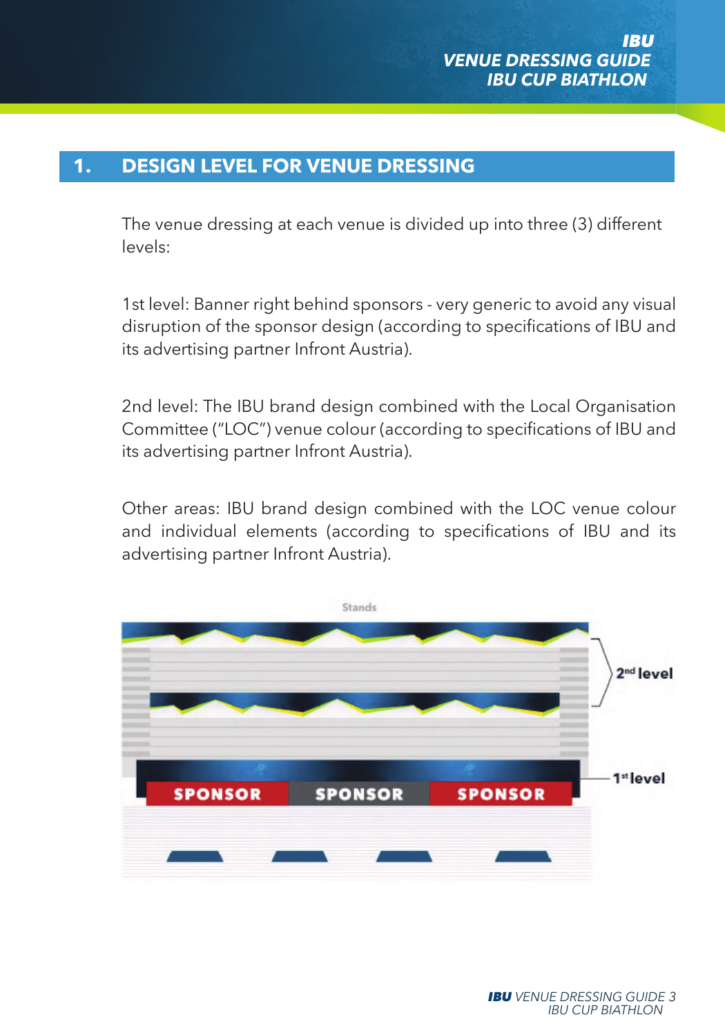## 1. DESIGN LEVEL FOR VENUE DRESSING

The venue dressing at each venue is divided up into three (3) different levels:

1st level: Banner right behind sponsors - very generic to avoid any visual disruption of the sponsor design (according to specifications of IBU and its advertising partner Infront Austria).

2nd level: The IBU brand design combined with the Local Organisation Committee ("LOC") venue colour (according to specifications of IBU and its advertising partner Infront Austria).

Other areas: IBU brand design combined with the LOC venue colour and individual elements (according to specifications of IBU and its advertising partner Infront Austria).

Stands

2nd level

1st level

SPONSOR SPONSOR SPONSOR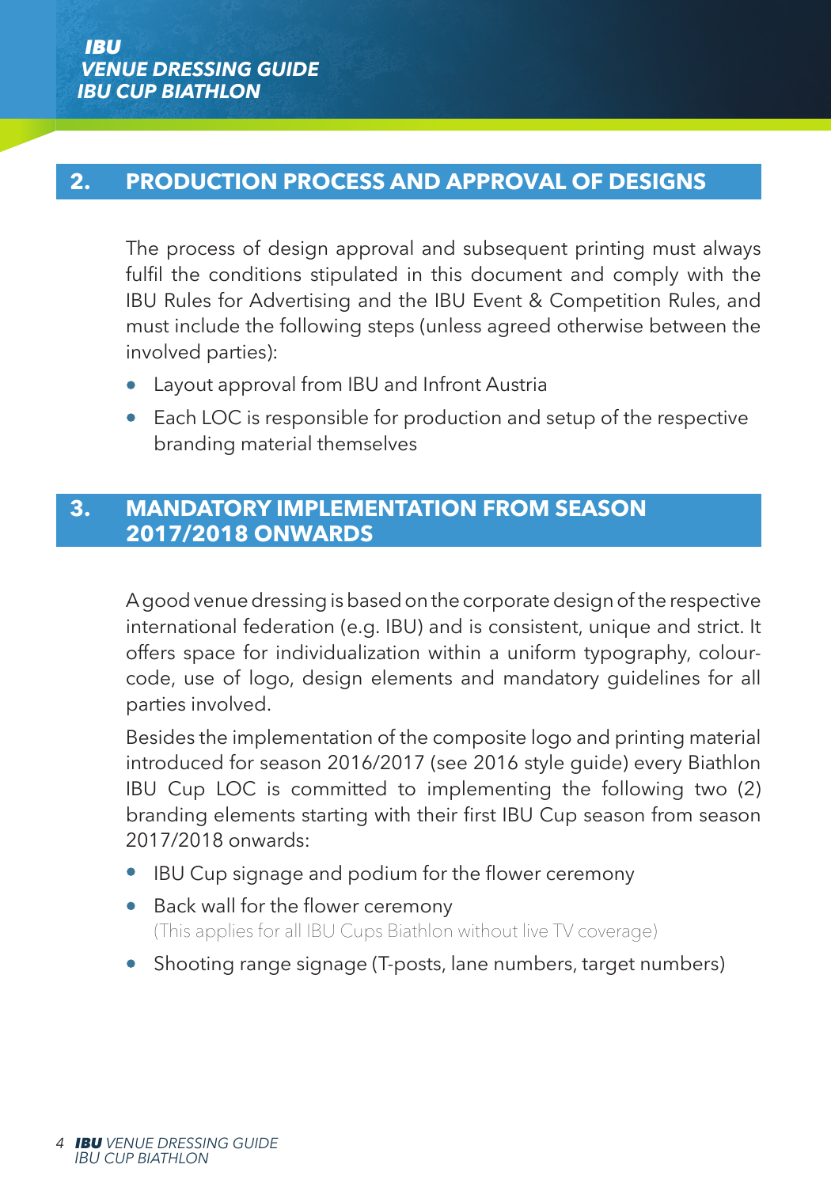## 2. PRODUCTION PROCESS AND APPROVAL OF DESIGNS

The process of design approval and subsequent printing must always fulfil the conditions stipulated in this document and comply with the IBU Rules for Advertising and the IBU Event & Competition Rules, and must include the following steps (unless agreed otherwise between the involved parties):

- Layout approval from IBU and Infront Austria
- Each LOC is responsible for production and setup of the respective branding material themselves

## 3. MANDATORY IMPLEMENTATION FROM SEASON 2017/2018 ONWARDS

A good venue dressing is based on the corporate design of the respective international federation (e.g. IBU) and is consistent, unique and strict. It offers space for individualization within a uniform typography, colour-code, use of logo, design elements and mandatory guidelines for all parties involved.

Besides the implementation of the composite logo and printing material introduced for season 2016/2017 (see 2016 style guide) every Biathlon IBU Cup LOC is committed to implementing the following two (2) branding elements starting with their first IBU Cup season from season 2017/2018 onwards:

- IBU Cup signage and podium for the flower ceremony
- Back wall for the flower ceremony
  (This applies for all IBU Cups Biathlon without live TV coverage)
- Shooting range signage (T-posts, lane numbers, target numbers)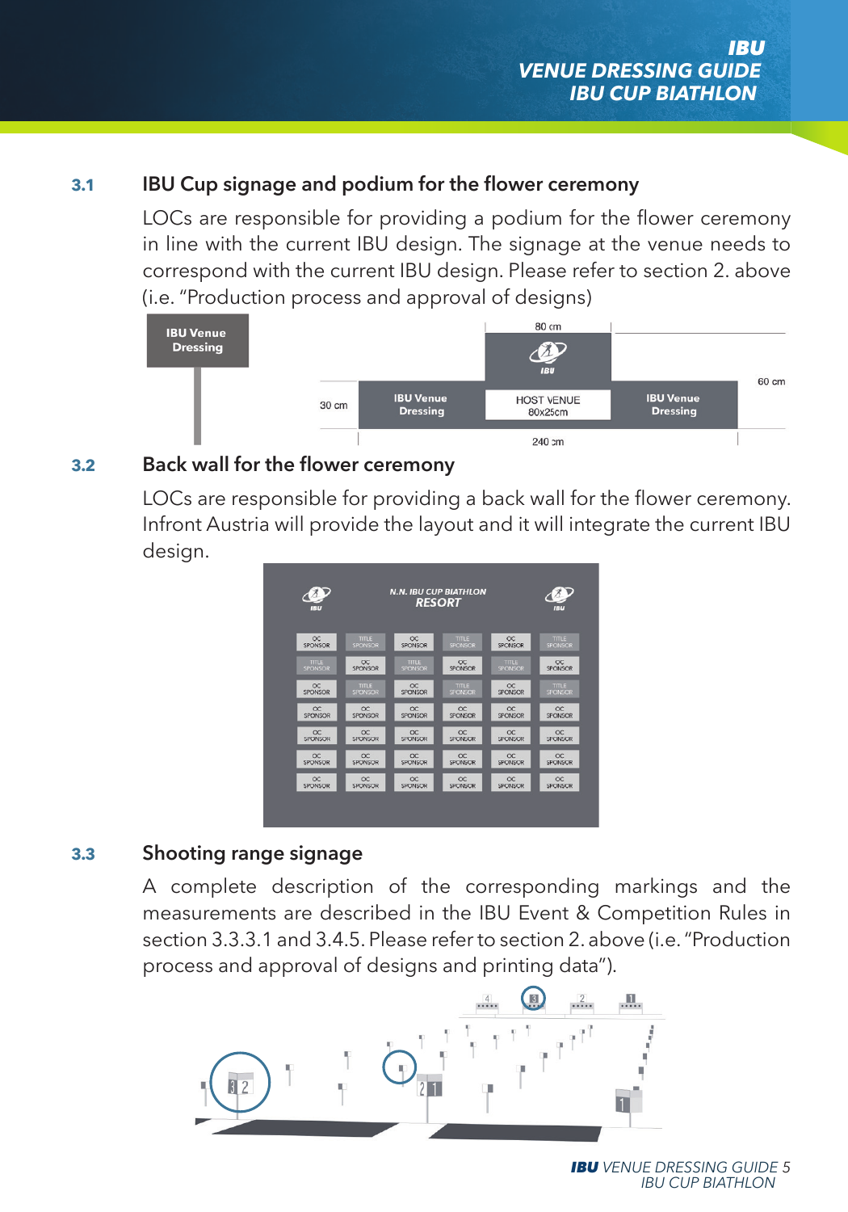## 3.1 IBU Cup signage and podium for the flower ceremony

LOCs are responsible for providing a podium for the flower ceremony in line with the current IBU design. The signage at the venue needs to correspond with the current IBU design. Please refer to section 2. above (i.e. "Production process and approval of designs)

## 3.2 Back wall for the flower ceremony

LOCs are responsible for providing a back wall for the flower ceremony. Infront Austria will provide the layout and it will integrate the current IBU design.

## 3.3 Shooting range signage

A complete description of the corresponding markings and the measurements are described in the IBU Event & Competition Rules in section 3.3.3.1 and 3.4.5. Please refer to section 2. above (i.e. "Production process and approval of designs and printing data").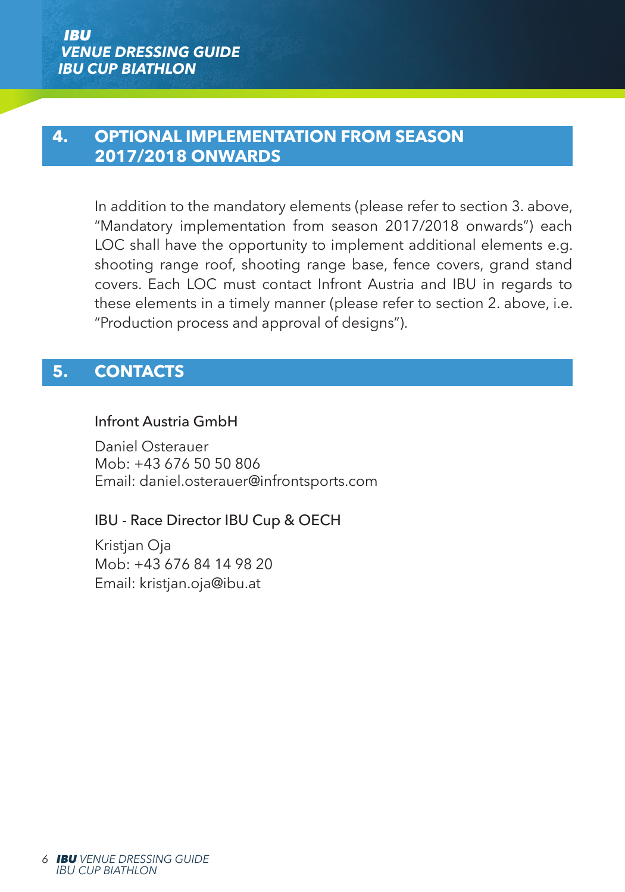## 4. OPTIONAL IMPLEMENTATION FROM SEASON 2017/2018 ONWARDS

In addition to the mandatory elements (please refer to section 3. above, "Mandatory implementation from season 2017/2018 onwards") each LOC shall have the opportunity to implement additional elements e.g. shooting range roof, shooting range base, fence covers, grand stand covers. Each LOC must contact Infront Austria and IBU in regards to these elements in a timely manner (please refer to section 2. above, i.e. "Production process and approval of designs").

## 5. CONTACTS

Infront Austria GmbH

Daniel Osterauer
Mob: +43 676 50 50 806
Email: daniel.osterauer@infrontsports.com

IBU - Race Director IBU Cup & OECH

Kristjan Oja
Mob: +43 676 84 14 98 20
Email: kristjan.oja@ibu.at